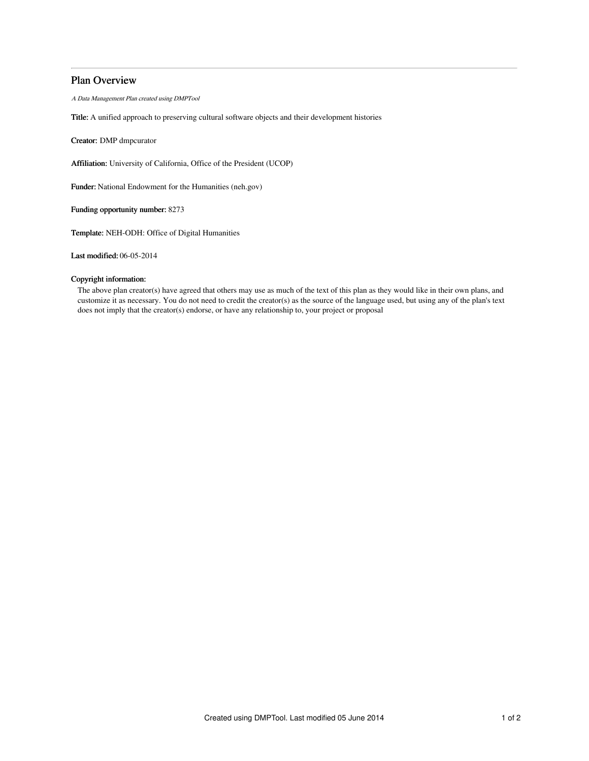# Plan Overview

*A Data Management Plan created using DMPTool*

**Title:** A unified approach to preserving cultural software objects and their development histories

**Creator:** DMP dmpcurator

**Affiliation:** University of California, Office of the President (UCOP)

**Funder:** National Endowment for the Humanities (neh.gov)

**Funding opportunity number:** 8273

**Template:** NEH-ODH: Office of Digital Humanities

**Last modified:** 06-05-2014

**Copyright information:**

The above plan creator(s) have agreed that others may use as much of the text of this plan as they would like in their own plans, and customize it as necessary. You do not need to credit the creator(s) as the source of the language used, but using any of the plan's text does not imply that the creator(s) endorse, or have any relationship to, your project or proposal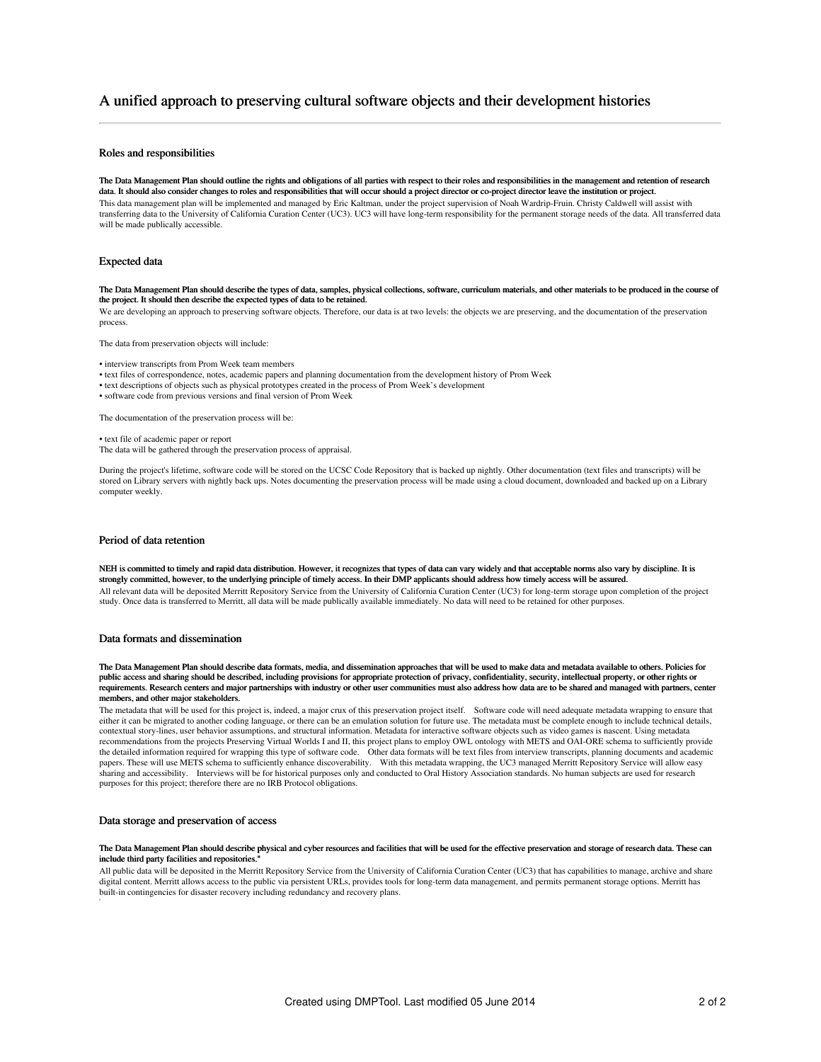# A unified approach to preserving cultural software objects and their development histories

## Roles and responsibilities

**The Data Management Plan should outline the rights and obligations of all parties with respect to their roles and responsibilities in the management and retention of research data. It should also consider changes to roles and responsibilities that will occur should a project director or co-project director leave the institution or project.**

This data management plan will be implemented and managed by Eric Kaltman, under the project supervision of Noah Wardrip-Fruin. Christy Caldwell will assist with transferring data to the University of California Curation Center (UC3). UC3 will have long-term responsibility for the permanent storage needs of the data. All transferred data will be made publically accessible.

## Expected data

**The Data Management Plan should describe the types of data, samples, physical collections, software, curriculum materials, and other materials to be produced in the course of the project. It should then describe the expected types of data to be retained.**

We are developing an approach to preserving software objects. Therefore, our data is at two levels: the objects we are preserving, and the documentation of the preservation process.

The data from preservation objects will include:

- interview transcripts from Prom Week team members
- text files of correspondence, notes, academic papers and planning documentation from the development history of Prom Week
- text descriptions of objects such as physical prototypes created in the process of Prom Week's development
- software code from previous versions and final version of Prom Week

The documentation of the preservation process will be:

- text file of academic paper or report

The data will be gathered through the preservation process of appraisal.

During the project's lifetime, software code will be stored on the UCSC Code Repository that is backed up nightly. Other documentation (text files and transcripts) will be stored on Library servers with nightly back ups. Notes documenting the preservation process will be made using a cloud document, downloaded and backed up on a Library computer weekly.

## Period of data retention

**NEH is committed to timely and rapid data distribution. However, it recognizes that types of data can vary widely and that acceptable norms also vary by discipline. It is strongly committed, however, to the underlying principle of timely access. In their DMP applicants should address how timely access will be assured.**

All relevant data will be deposited Merritt Repository Service from the University of California Curation Center (UC3) for long-term storage upon completion of the project study. Once data is transferred to Merritt, all data will be made publically available immediately. No data will need to be retained for other purposes.

## Data formats and dissemination

**The Data Management Plan should describe data formats, media, and dissemination approaches that will be used to make data and metadata available to others. Policies for public access and sharing should be described, including provisions for appropriate protection of privacy, confidentiality, security, intellectual property, or other rights or requirements. Research centers and major partnerships with industry or other user communities must also address how data are to be shared and managed with partners, center members, and other major stakeholders.**

The metadata that will be used for this project is, indeed, a major crux of this preservation project itself. Software code will need adequate metadata wrapping to ensure that either it can be migrated to another coding language, or there can be an emulation solution for future use. The metadata must be complete enough to include technical details, contextual story-lines, user behavior assumptions, and structural information. Metadata for interactive software objects such as video games is nascent. Using metadata recommendations from the projects Preserving Virtual Worlds I and II, this project plans to employ OWL ontology with METS and OAI-ORE schema to sufficiently provide the detailed information required for wrapping this type of software code. Other data formats will be text files from interview transcripts, planning documents and academic papers. These will use METS schema to sufficiently enhance discoverability. With this metadata wrapping, the UC3 managed Merritt Repository Service will allow easy sharing and accessibility. Interviews will be for historical purposes only and conducted to Oral History Association standards. No human subjects are used for research purposes for this project; therefore there are no IRB Protocol obligations.

## Data storage and preservation of access

**The Data Management Plan should describe physical and cyber resources and facilities that will be used for the effective preservation and storage of research data. These can include third party facilities and repositories."**

All public data will be deposited in the Merritt Repository Service from the University of California Curation Center (UC3) that has capabilities to manage, archive and share digital content. Merritt allows access to the public via persistent URLs, provides tools for long-term data management, and permits permanent storage options. Merritt has built-in contingencies for disaster recovery including redundancy and recovery plans.

Created using DMPTool. Last modified 05 June 2014